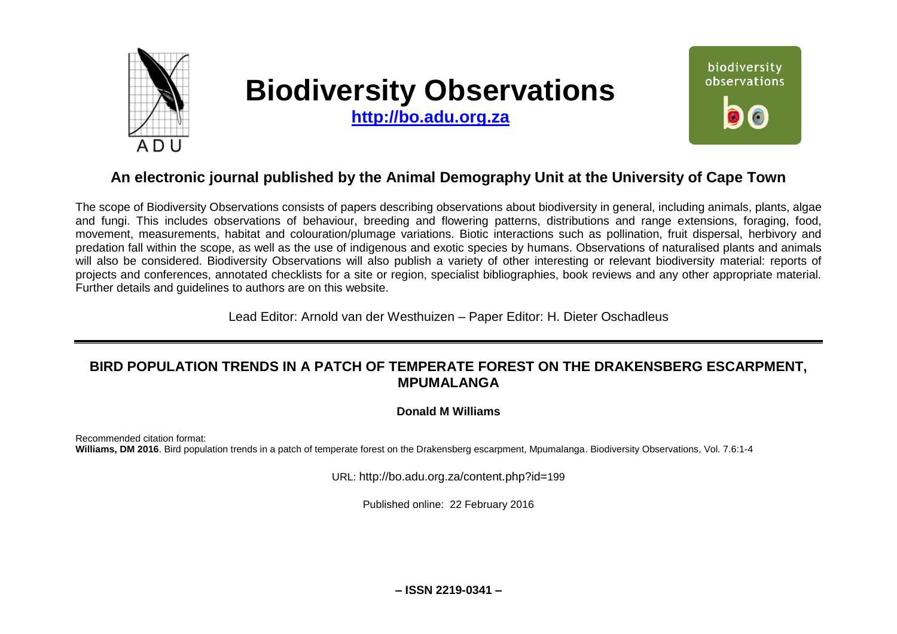# Biodiversity Observations

**http://bo.adu.org.za**

## An electronic journal published by the Animal Demography Unit at the University of Cape Town

The scope of Biodiversity Observations consists of papers describing observations about biodiversity in general, including animals, plants, algae and fungi. This includes observations of behaviour, breeding and flowering patterns, distributions and range extensions, foraging, food, movement, measurements, habitat and colouration/plumage variations. Biotic interactions such as pollination, fruit dispersal, herbivory and predation fall within the scope, as well as the use of indigenous and exotic species by humans. Observations of naturalised plants and animals will also be considered. Biodiversity Observations will also publish a variety of other interesting or relevant biodiversity material: reports of projects and conferences, annotated checklists for a site or region, specialist bibliographies, book reviews and any other appropriate material. Further details and guidelines to authors are on this website.

Lead Editor: Arnold van der Westhuizen – Paper Editor: H. Dieter Oschadleus

---

# BIRD POPULATION TRENDS IN A PATCH OF TEMPERATE FOREST ON THE DRAKENSBERG ESCARPMENT, MPUMALANGA

**Donald M Williams**

Recommended citation format:
**Williams, DM 2016**. Bird population trends in a patch of temperate forest on the Drakensberg escarpment, Mpumalanga. Biodiversity Observations, Vol. 7.6:1-4

URL: http://bo.adu.org.za/content.php?id=199

Published online: 22 February 2016

**– ISSN 2219-0341 –**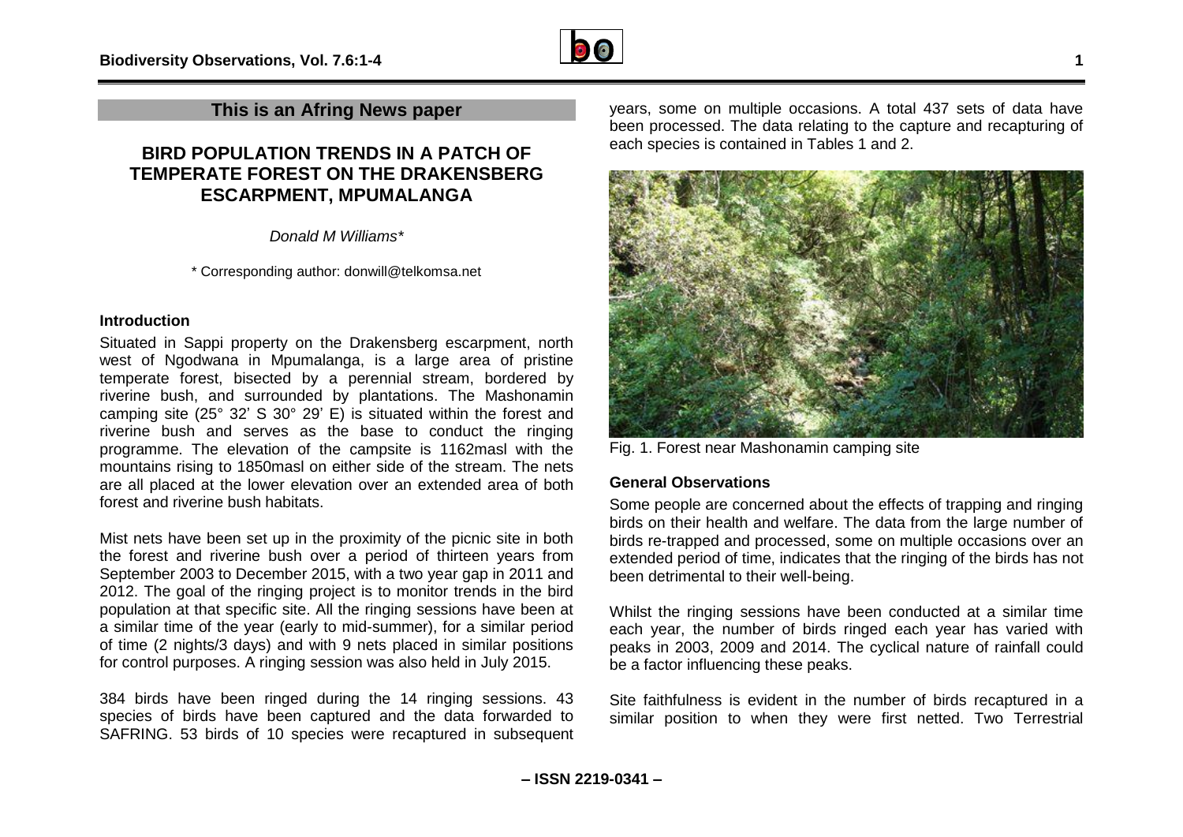This is an Afring News paper

# BIRD POPULATION TRENDS IN A PATCH OF TEMPERATE FOREST ON THE DRAKENSBERG ESCARPMENT, MPUMALANGA

*Donald M Williams\**

\* Corresponding author: donwill@telkomsa.net

### Introduction

Situated in Sappi property on the Drakensberg escarpment, north west of Ngodwana in Mpumalanga, is a large area of pristine temperate forest, bisected by a perennial stream, bordered by riverine bush, and surrounded by plantations. The Mashonamin camping site (25° 32' S 30° 29' E) is situated within the forest and riverine bush and serves as the base to conduct the ringing programme. The elevation of the campsite is 1162masl with the mountains rising to 1850masl on either side of the stream. The nets are all placed at the lower elevation over an extended area of both forest and riverine bush habitats.

Mist nets have been set up in the proximity of the picnic site in both the forest and riverine bush over a period of thirteen years from September 2003 to December 2015, with a two year gap in 2011 and 2012. The goal of the ringing project is to monitor trends in the bird population at that specific site. All the ringing sessions have been at a similar time of the year (early to mid-summer), for a similar period of time (2 nights/3 days) and with 9 nets placed in similar positions for control purposes. A ringing session was also held in July 2015.

384 birds have been ringed during the 14 ringing sessions. 43 species of birds have been captured and the data forwarded to SAFRING. 53 birds of 10 species were recaptured in subsequent years, some on multiple occasions. A total 437 sets of data have been processed. The data relating to the capture and recapturing of each species is contained in Tables 1 and 2.

Fig. 1. Forest near Mashonamin camping site

### General Observations

Some people are concerned about the effects of trapping and ringing birds on their health and welfare. The data from the large number of birds re-trapped and processed, some on multiple occasions over an extended period of time, indicates that the ringing of the birds has not been detrimental to their well-being.

Whilst the ringing sessions have been conducted at a similar time each year, the number of birds ringed each year has varied with peaks in 2003, 2009 and 2014. The cyclical nature of rainfall could be a factor influencing these peaks.

Site faithfulness is evident in the number of birds recaptured in a similar position to when they were first netted. Two Terrestrial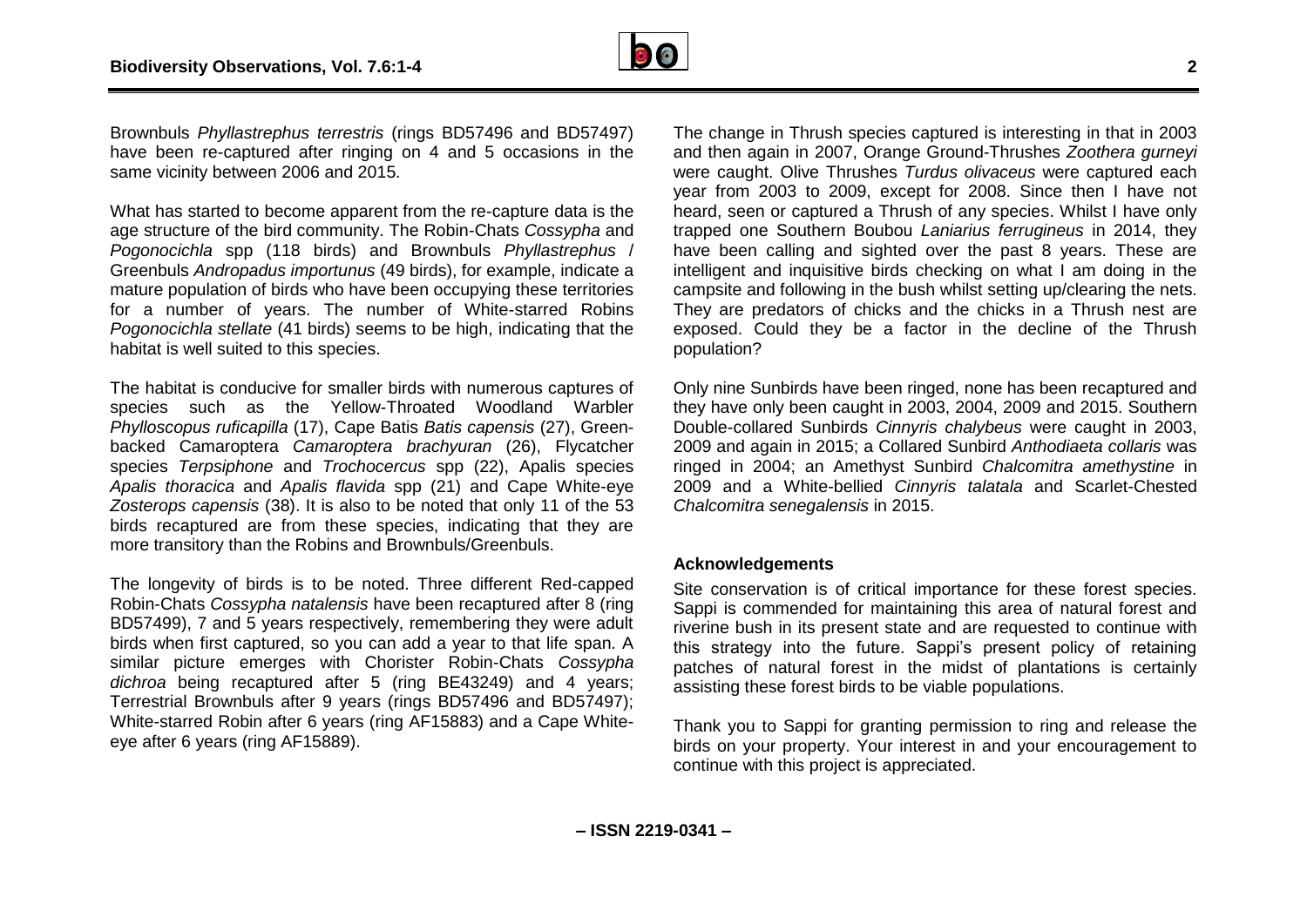Brownbuls *Phyllastrephus terrestris* (rings BD57496 and BD57497) have been re-captured after ringing on 4 and 5 occasions in the same vicinity between 2006 and 2015.

What has started to become apparent from the re-capture data is the age structure of the bird community. The Robin-Chats *Cossypha* and *Pogonocichla* spp (118 birds) and Brownbuls *Phyllastrephus* / Greenbuls *Andropadus importunus* (49 birds), for example, indicate a mature population of birds who have been occupying these territories for a number of years. The number of White-starred Robins *Pogonocichla stellate* (41 birds) seems to be high, indicating that the habitat is well suited to this species.

The habitat is conducive for smaller birds with numerous captures of species such as the Yellow-Throated Woodland Warbler *Phylloscopus ruficapilla* (17), Cape Batis *Batis capensis* (27), Green-backed Camaroptera *Camaroptera brachyuran* (26), Flycatcher species *Terpsiphone* and *Trochocercus* spp (22), Apalis species *Apalis thoracica* and *Apalis flavida* spp (21) and Cape White-eye *Zosterops capensis* (38). It is also to be noted that only 11 of the 53 birds recaptured are from these species, indicating that they are more transitory than the Robins and Brownbuls/Greenbuls.

The longevity of birds is to be noted. Three different Red-capped Robin-Chats *Cossypha natalensis* have been recaptured after 8 (ring BD57499), 7 and 5 years respectively, remembering they were adult birds when first captured, so you can add a year to that life span. A similar picture emerges with Chorister Robin-Chats *Cossypha dichroa* being recaptured after 5 (ring BE43249) and 4 years; Terrestrial Brownbuls after 9 years (rings BD57496 and BD57497); White-starred Robin after 6 years (ring AF15883) and a Cape White-eye after 6 years (ring AF15889).

The change in Thrush species captured is interesting in that in 2003 and then again in 2007, Orange Ground-Thrushes *Zoothera gurneyi* were caught. Olive Thrushes *Turdus olivaceus* were captured each year from 2003 to 2009, except for 2008. Since then I have not heard, seen or captured a Thrush of any species. Whilst I have only trapped one Southern Boubou *Laniarius ferrugineus* in 2014, they have been calling and sighted over the past 8 years. These are intelligent and inquisitive birds checking on what I am doing in the campsite and following in the bush whilst setting up/clearing the nets. They are predators of chicks and the chicks in a Thrush nest are exposed. Could they be a factor in the decline of the Thrush population?

Only nine Sunbirds have been ringed, none has been recaptured and they have only been caught in 2003, 2004, 2009 and 2015. Southern Double-collared Sunbirds *Cinnyris chalybeus* were caught in 2003, 2009 and again in 2015; a Collared Sunbird *Anthodiaeta collaris* was ringed in 2004; an Amethyst Sunbird *Chalcomitra amethystine* in 2009 and a White-bellied *Cinnyris talatala* and Scarlet-Chested *Chalcomitra senegalensis* in 2015.

### Acknowledgements

Site conservation is of critical importance for these forest species. Sappi is commended for maintaining this area of natural forest and riverine bush in its present state and are requested to continue with this strategy into the future. Sappi's present policy of retaining patches of natural forest in the midst of plantations is certainly assisting these forest birds to be viable populations.

Thank you to Sappi for granting permission to ring and release the birds on your property. Your interest in and your encouragement to continue with this project is appreciated.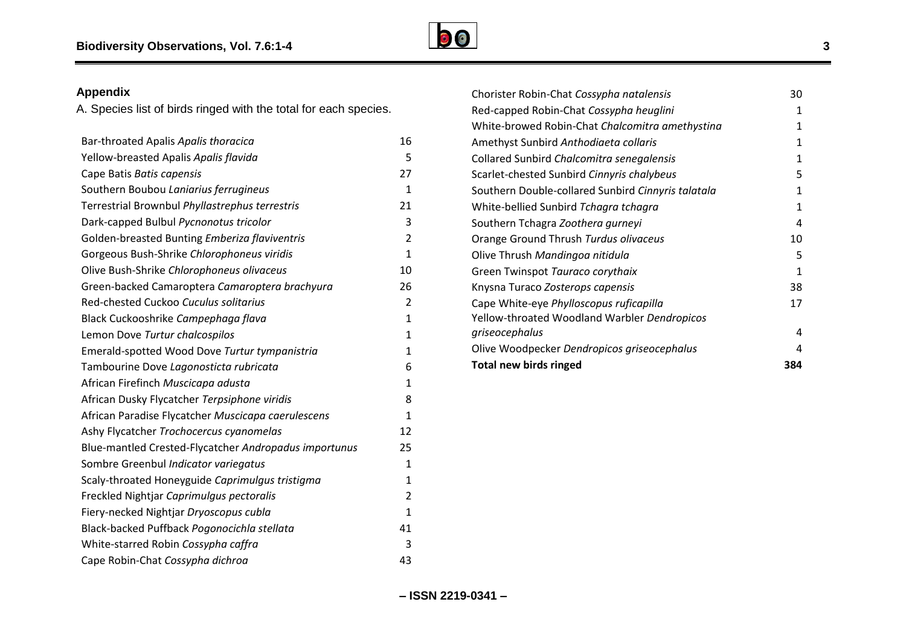## Appendix

A. Species list of birds ringed with the total for each species.

| | |
|---|---|
| Bar-throated Apalis *Apalis thoracica* | 16 |
| Yellow-breasted Apalis *Apalis flavida* | 5 |
| Cape Batis *Batis capensis* | 27 |
| Southern Boubou *Laniarius ferrugineus* | 1 |
| Terrestrial Brownbul *Phyllastrephus terrestris* | 21 |
| Dark-capped Bulbul *Pycnonotus tricolor* | 3 |
| Golden-breasted Bunting *Emberiza flaviventris* | 2 |
| Gorgeous Bush-Shrike *Chlorophoneus viridis* | 1 |
| Olive Bush-Shrike *Chlorophoneus olivaceus* | 10 |
| Green-backed Camaroptera *Camaroptera brachyura* | 26 |
| Red-chested Cuckoo *Cuculus solitarius* | 2 |
| Black Cuckooshrike *Campephaga flava* | 1 |
| Lemon Dove *Turtur chalcospilos* | 1 |
| Emerald-spotted Wood Dove *Turtur tympanistria* | 1 |
| Tambourine Dove *Lagonosticta rubricata* | 6 |
| African Firefinch *Muscicapa adusta* | 1 |
| African Dusky Flycatcher *Terpsiphone viridis* | 8 |
| African Paradise Flycatcher *Muscicapa caerulescens* | 1 |
| Ashy Flycatcher *Trochocercus cyanomelas* | 12 |
| Blue-mantled Crested-Flycatcher *Andropadus importunus* | 25 |
| Sombre Greenbul *Indicator variegatus* | 1 |
| Scaly-throated Honeyguide *Caprimulgus tristigma* | 1 |
| Freckled Nightjar *Caprimulgus pectoralis* | 2 |
| Fiery-necked Nightjar *Dryoscopus cubla* | 1 |
| Black-backed Puffback *Pogonocichla stellata* | 41 |
| White-starred Robin *Cossypha caffra* | 3 |
| Cape Robin-Chat *Cossypha dichroa* | 43 |
| Chorister Robin-Chat *Cossypha natalensis* | 30 |
| Red-capped Robin-Chat *Cossypha heuglini* | 1 |
| White-browed Robin-Chat *Chalcomitra amethystina* | 1 |
| Amethyst Sunbird *Anthodiaeta collaris* | 1 |
| Collared Sunbird *Chalcomitra senegalensis* | 1 |
| Scarlet-chested Sunbird *Cinnyris chalybeus* | 5 |
| Southern Double-collared Sunbird *Cinnyris talatala* | 1 |
| White-bellied Sunbird *Tchagra tchagra* | 1 |
| Southern Tchagra *Zoothera gurneyi* | 4 |
| Orange Ground Thrush *Turdus olivaceus* | 10 |
| Olive Thrush *Mandingoa nitidula* | 5 |
| Green Twinspot *Tauraco corythaix* | 1 |
| Knysna Turaco *Zosterops capensis* | 38 |
| Cape White-eye *Phylloscopus ruficapilla* | 17 |
| Yellow-throated Woodland Warbler *Dendropicos griseocephalus* | 4 |
| Olive Woodpecker *Dendropicos griseocephalus* | 4 |
| **Total new birds ringed** | **384** |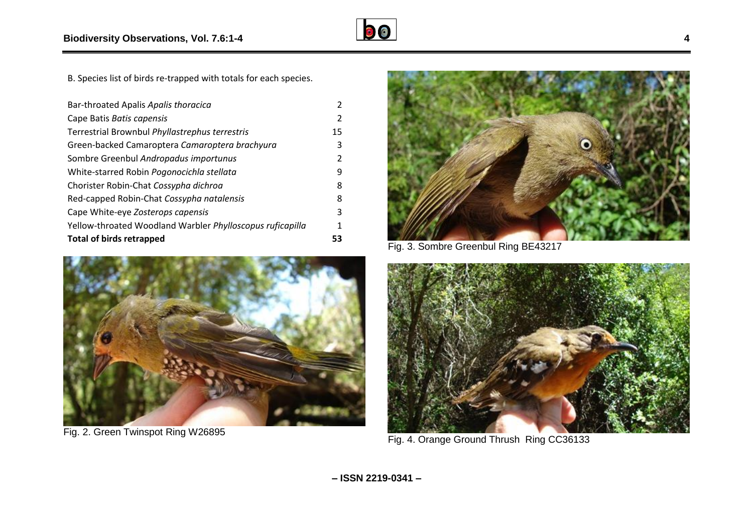B. Species list of birds re-trapped with totals for each species.

| | |
|---|---|
| Bar-throated Apalis *Apalis thoracica* | 2 |
| Cape Batis *Batis capensis* | 2 |
| Terrestrial Brownbul *Phyllastrephus terrestris* | 15 |
| Green-backed Camaroptera *Camaroptera brachyura* | 3 |
| Sombre Greenbul *Andropadus importunus* | 2 |
| White-starred Robin *Pogonocichla stellata* | 9 |
| Chorister Robin-Chat *Cossypha dichroa* | 8 |
| Red-capped Robin-Chat *Cossypha natalensis* | 8 |
| Cape White-eye *Zosterops capensis* | 3 |
| Yellow-throated Woodland Warbler *Phylloscopus ruficapilla* | 1 |
| **Total of birds retrapped** | **53** |

Fig. 2. Green Twinspot Ring W26895

Fig. 3. Sombre Greenbul Ring BE43217

Fig. 4. Orange Ground Thrush Ring CC36133